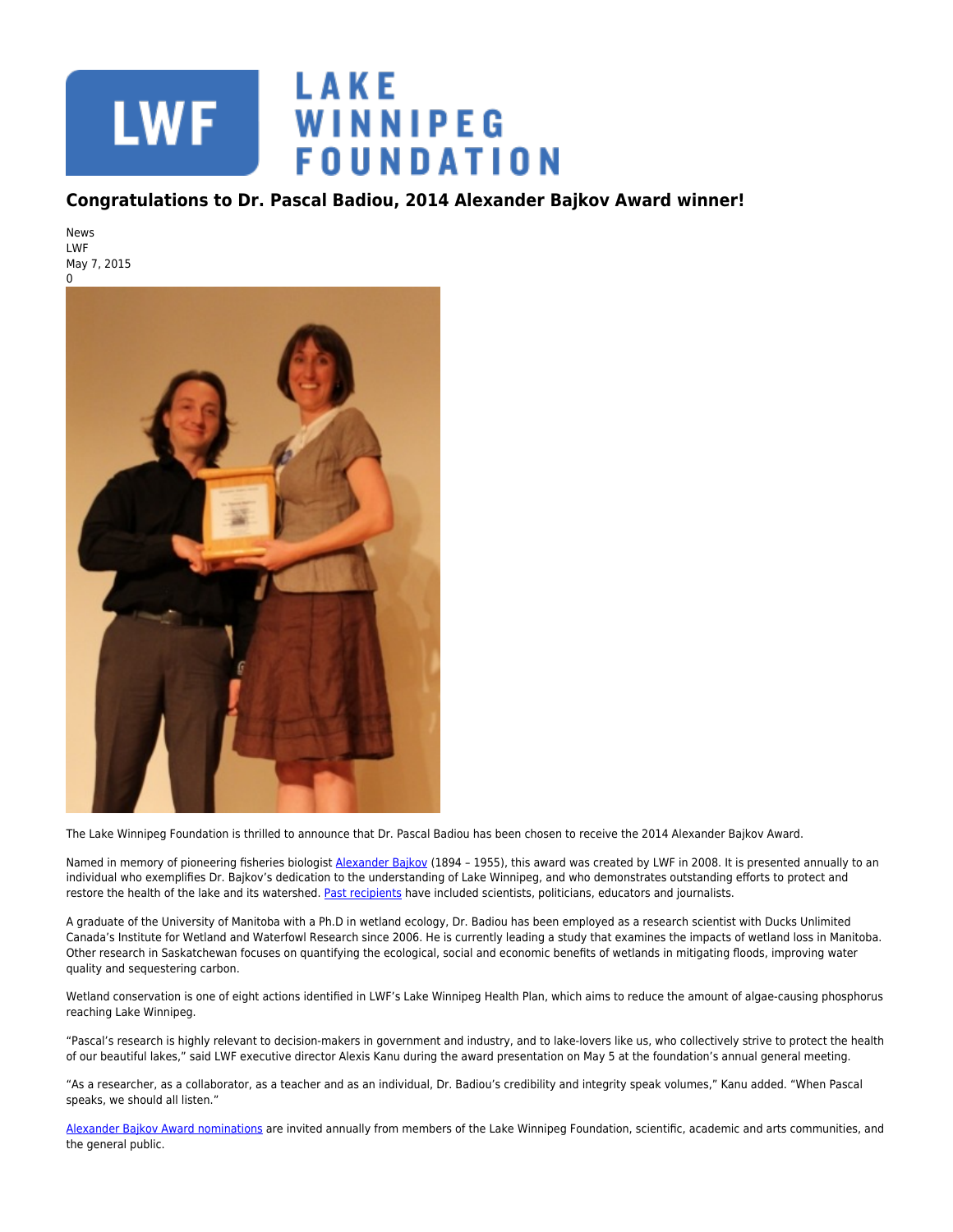# Congratulations to Dr. Pascal Badiou, 2014 Alexander Bajkov Award winner!

News
LWF
May 7, 2015
0

The Lake Winnipeg Foundation is thrilled to announce that Dr. Pascal Badiou has been chosen to receive the 2014 Alexander Bajkov Award.

Named in memory of pioneering fisheries biologist Alexander Bajkov (1894 – 1955), this award was created by LWF in 2008. It is presented annually to an individual who exemplifies Dr. Bajkov's dedication to the understanding of Lake Winnipeg, and who demonstrates outstanding efforts to protect and restore the health of the lake and its watershed. Past recipients have included scientists, politicians, educators and journalists.

A graduate of the University of Manitoba with a Ph.D in wetland ecology, Dr. Badiou has been employed as a research scientist with Ducks Unlimited Canada's Institute for Wetland and Waterfowl Research since 2006. He is currently leading a study that examines the impacts of wetland loss in Manitoba. Other research in Saskatchewan focuses on quantifying the ecological, social and economic benefits of wetlands in mitigating floods, improving water quality and sequestering carbon.

Wetland conservation is one of eight actions identified in LWF's Lake Winnipeg Health Plan, which aims to reduce the amount of algae-causing phosphorus reaching Lake Winnipeg.

"Pascal's research is highly relevant to decision-makers in government and industry, and to lake-lovers like us, who collectively strive to protect the health of our beautiful lakes," said LWF executive director Alexis Kanu during the award presentation on May 5 at the foundation's annual general meeting.

"As a researcher, as a collaborator, as a teacher and as an individual, Dr. Badiou's credibility and integrity speak volumes," Kanu added. "When Pascal speaks, we should all listen."

Alexander Bajkov Award nominations are invited annually from members of the Lake Winnipeg Foundation, scientific, academic and arts communities, and the general public.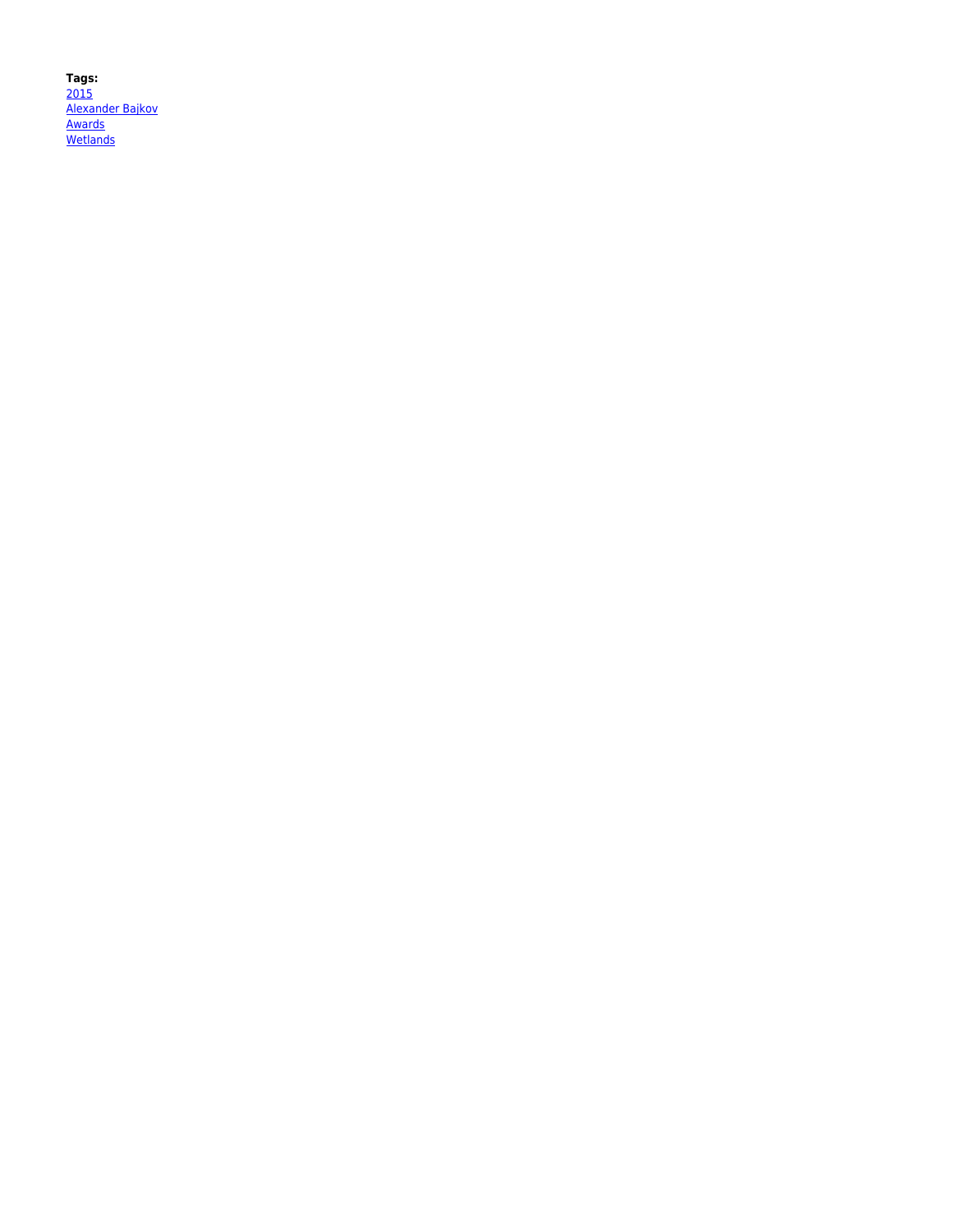**Tags:**
2015
Alexander Bajkov
Awards
Wetlands